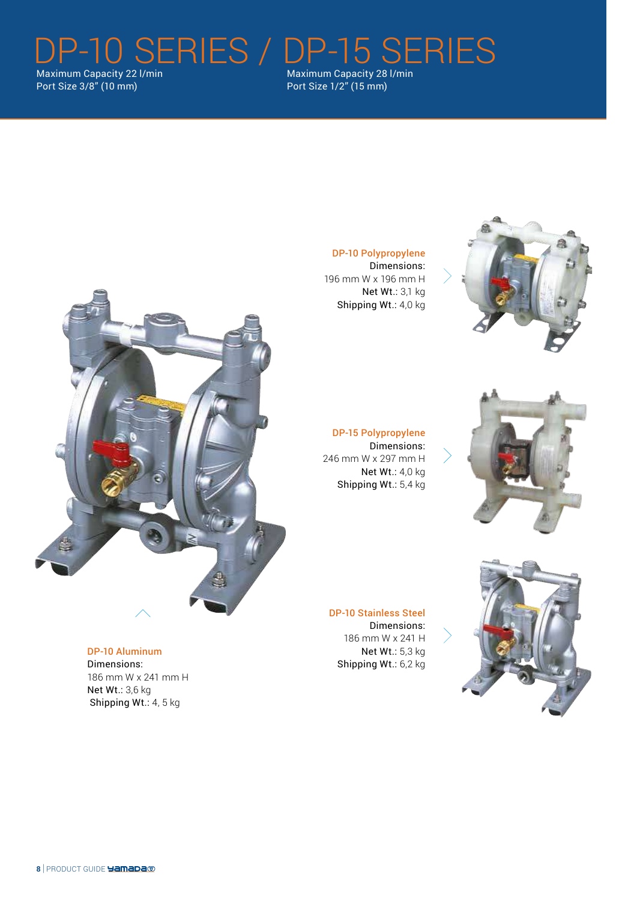# DP-10 SERIES / DP-15 SERIES

Maximum Capacity 22 l/min
Port Size 3/8" (10 mm)

Maximum Capacity 28 l/min
Port Size 1/2" (15 mm)

**DP-10 Polypropylene**
Dimensions:
196 mm W x 196 mm H
Net Wt.: 3,1 kg
Shipping Wt.: 4,0 kg

**DP-15 Polypropylene**
Dimensions:
246 mm W x 297 mm H
Net Wt.: 4,0 kg
Shipping Wt.: 5,4 kg

**DP-10 Stainless Steel**
Dimensions:
186 mm W x 241 H
Net Wt.: 5,3 kg
Shipping Wt.: 6,2 kg

**DP-10 Aluminum**
Dimensions:
186 mm W x 241 mm H
Net Wt.: 3,6 kg
Shipping Wt.: 4, 5 kg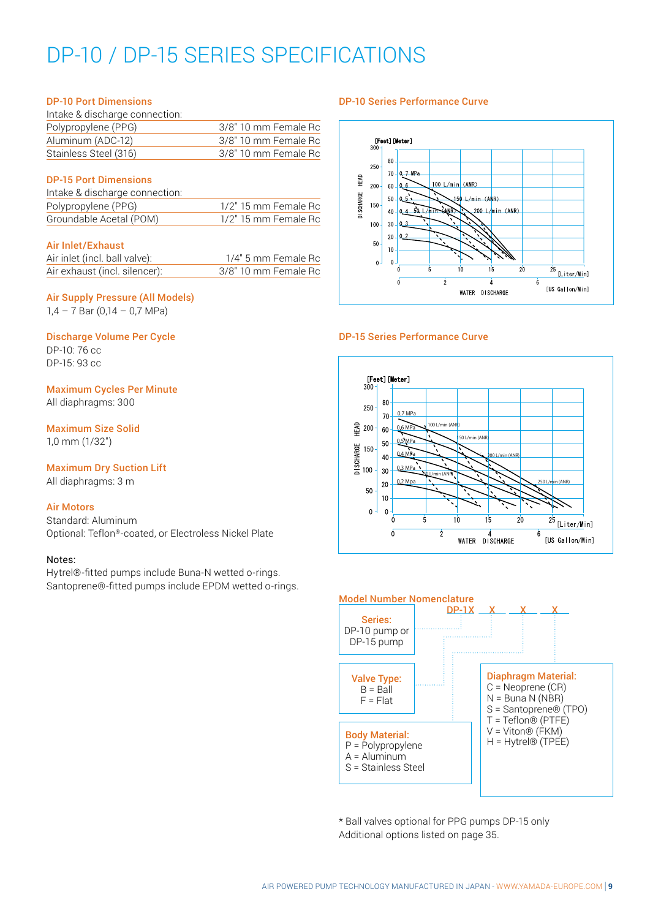# DP-10 / DP-15 SERIES SPECIFICATIONS

## DP-10 Port Dimensions

Intake & discharge connection:

| | |
|---|---|
| Polypropylene (PPG) | 3/8" 10 mm Female Rc |
| Aluminum (ADC-12) | 3/8" 10 mm Female Rc |
| Stainless Steel (316) | 3/8" 10 mm Female Rc |

## DP-15 Port Dimensions

Intake & discharge connection:

| | |
|---|---|
| Polypropylene (PPG) | 1/2" 15 mm Female Rc |
| Groundable Acetal (POM) | 1/2" 15 mm Female Rc |

## Air Inlet/Exhaust

| | |
|---|---|
| Air inlet (incl. ball valve): | 1/4" 5 mm Female Rc |
| Air exhaust (incl. silencer): | 3/8" 10 mm Female Rc |

## Air Supply Pressure (All Models)

1,4 – 7 Bar (0,14 – 0,7 MPa)

## Discharge Volume Per Cycle

DP-10: 76 cc
DP-15: 93 cc

## Maximum Cycles Per Minute

All diaphragms: 300

## Maximum Size Solid

1,0 mm (1/32")

## Maximum Dry Suction Lift

All diaphragms: 3 m

## Air Motors

Standard: Aluminum
Optional: Teflon®-coated, or Electroless Nickel Plate

Notes:
Hytrel®-fitted pumps include Buna-N wetted o-rings.
Santoprene®-fitted pumps include EPDM wetted o-rings.

## DP-10 Series Performance Curve

[Feet] [Meter]
DISCHARGE HEAD
0,7 MPa
0,6
0,5
0,4
0,3
0,2
100 L/min (ANR)
150 L/min (ANR)
50 L/min (ANR)
200 L/min (ANR)
[Liter/Min]
[US Gallon/Min]
WATER DISCHARGE

## DP-15 Series Performance Curve

[Feet] [Meter]
DISCHARGE HEAD
0,7 MPa
0,6 MPa
0,5 MPa
0,4 MPa
0,3 MPa
0,2 Mpa
100 L/min (ANR)
150 L/min (ANR)
200 L/min (ANR)
50 L/min (ANR)
250 L/min (ANR)
[Liter/Min]
[US Gallon/Min]
WATER DISCHARGE

## Model Number Nomenclature

DP-1X X X X

**Series:**
DP-10 pump or DP-15 pump

**Valve Type:**
B = Ball
F = Flat

**Body Material:**
P = Polypropylene
A = Aluminum
S = Stainless Steel

**Diaphragm Material:**
C = Neoprene (CR)
N = Buna N (NBR)
S = Santoprene® (TPO)
T = Teflon® (PTFE)
V = Viton® (FKM)
H = Hytrel® (TPEE)

\* Ball valves optional for PPG pumps DP-15 only
Additional options listed on page 35.